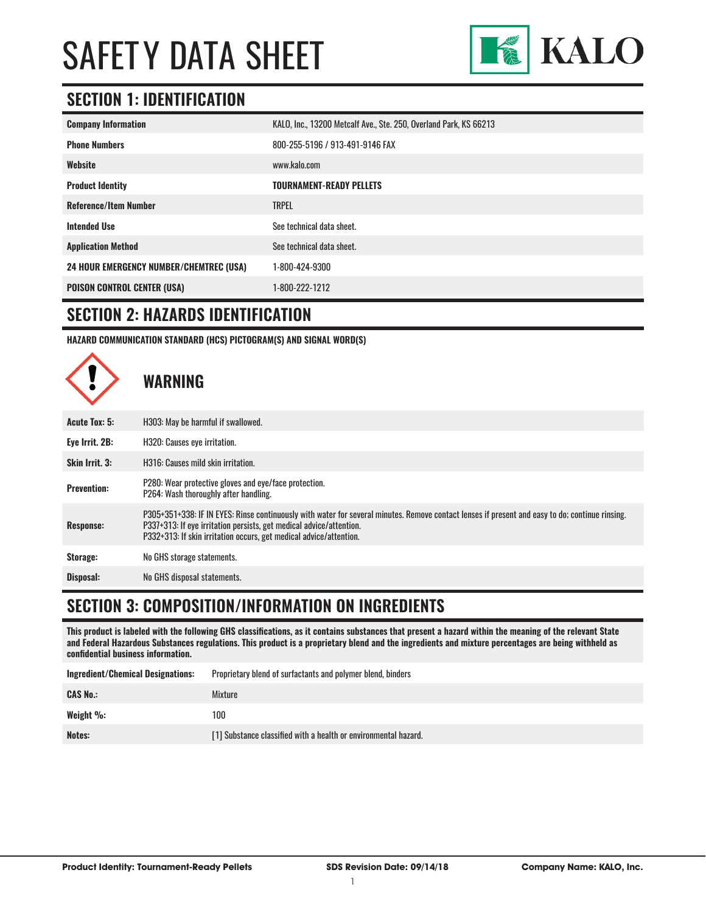# SAFETY DATA SHEET

KALO

## SECTION 1: IDENTIFICATION

| | |
|---|---|
| **Company Information** | KALO, Inc., 13200 Metcalf Ave., Ste. 250, Overland Park, KS 66213 |
| **Phone Numbers** | 800-255-5196 / 913-491-9146 FAX |
| **Website** | www.kalo.com |
| **Product Identity** | **TOURNAMENT-READY PELLETS** |
| **Reference/Item Number** | TRPEL |
| **Intended Use** | See technical data sheet. |
| **Application Method** | See technical data sheet. |
| **24 HOUR EMERGENCY NUMBER/CHEMTREC (USA)** | 1-800-424-9300 |
| **POISON CONTROL CENTER (USA)** | 1-800-222-1212 |

## SECTION 2: HAZARDS IDENTIFICATION

**HAZARD COMMUNICATION STANDARD (HCS) PICTOGRAM(S) AND SIGNAL WORD(S)**

**WARNING**

| | |
|---|---|
| **Acute Tox: 5:** | H303: May be harmful if swallowed. |
| **Eye Irrit. 2B:** | H320: Causes eye irritation. |
| **Skin Irrit. 3:** | H316: Causes mild skin irritation. |
| **Prevention:** | P280: Wear protective gloves and eye/face protection.<br>P264: Wash thoroughly after handling. |
| **Response:** | P305+351+338: IF IN EYES: Rinse continuously with water for several minutes. Remove contact lenses if present and easy to do; continue rinsing.<br>P337+313: If eye irritation persists, get medical advice/attention.<br>P332+313: If skin irritation occurs, get medical advice/attention. |
| **Storage:** | No GHS storage statements. |
| **Disposal:** | No GHS disposal statements. |

## SECTION 3: COMPOSITION/INFORMATION ON INGREDIENTS

**This product is labeled with the following GHS classifications, as it contains substances that present a hazard within the meaning of the relevant State and Federal Hazardous Substances regulations. This product is a proprietary blend and the ingredients and mixture percentages are being withheld as confidential business information.**

| | |
|---|---|
| **Ingredient/Chemical Designations:** | Proprietary blend of surfactants and polymer blend, binders |
| **CAS No.:** | Mixture |
| **Weight %:** | 100 |
| **Notes:** | [1] Substance classified with a health or environmental hazard. |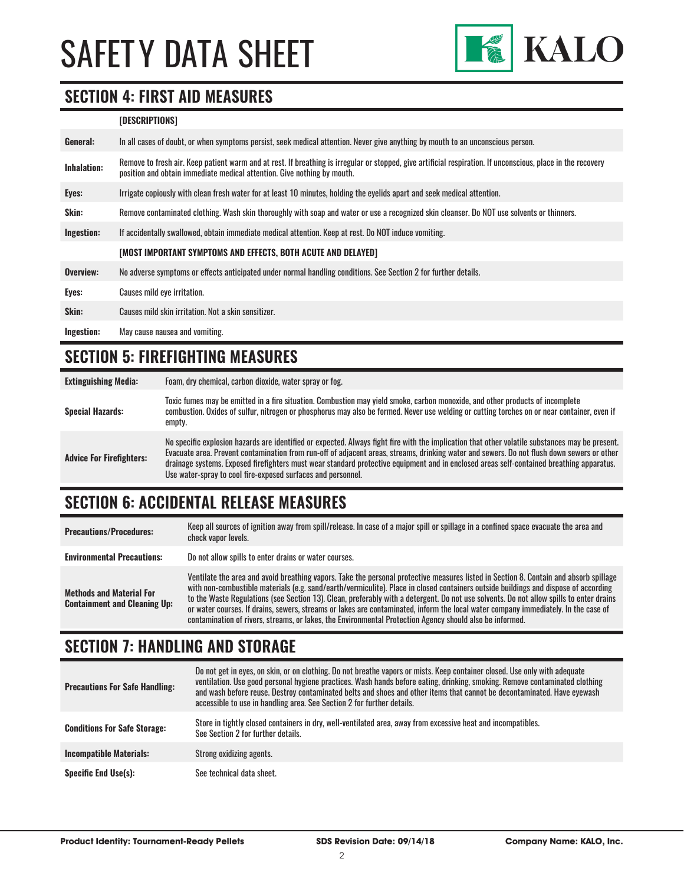# SAFETY DATA SHEET

## SECTION 4: FIRST AID MEASURES

| | [DESCRIPTIONS] |
|---|---|
| **General:** | In all cases of doubt, or when symptoms persist, seek medical attention. Never give anything by mouth to an unconscious person. |
| **Inhalation:** | Remove to fresh air. Keep patient warm and at rest. If breathing is irregular or stopped, give artificial respiration. If unconscious, place in the recovery position and obtain immediate medical attention. Give nothing by mouth. |
| **Eyes:** | Irrigate copiously with clean fresh water for at least 10 minutes, holding the eyelids apart and seek medical attention. |
| **Skin:** | Remove contaminated clothing. Wash skin thoroughly with soap and water or use a recognized skin cleanser. Do NOT use solvents or thinners. |
| **Ingestion:** | If accidentally swallowed, obtain immediate medical attention. Keep at rest. Do NOT induce vomiting. |
| | **[MOST IMPORTANT SYMPTOMS AND EFFECTS, BOTH ACUTE AND DELAYED]** |
| **Overview:** | No adverse symptoms or effects anticipated under normal handling conditions. See Section 2 for further details. |
| **Eyes:** | Causes mild eye irritation. |
| **Skin:** | Causes mild skin irritation. Not a skin sensitizer. |
| **Ingestion:** | May cause nausea and vomiting. |

## SECTION 5: FIREFIGHTING MEASURES

| | |
|---|---|
| **Extinguishing Media:** | Foam, dry chemical, carbon dioxide, water spray or fog. |
| **Special Hazards:** | Toxic fumes may be emitted in a fire situation. Combustion may yield smoke, carbon monoxide, and other products of incomplete combustion. Oxides of sulfur, nitrogen or phosphorus may also be formed. Never use welding or cutting torches on or near container, even if empty. |
| **Advice For Firefighters:** | No specific explosion hazards are identified or expected. Always fight fire with the implication that other volatile substances may be present. Evacuate area. Prevent contamination from run-off of adjacent areas, streams, drinking water and sewers. Do not flush down sewers or other drainage systems. Exposed firefighters must wear standard protective equipment and in enclosed areas self-contained breathing apparatus. Use water-spray to cool fire-exposed surfaces and personnel. |

## SECTION 6: ACCIDENTAL RELEASE MEASURES

| | |
|---|---|
| **Precautions/Procedures:** | Keep all sources of ignition away from spill/release. In case of a major spill or spillage in a confined space evacuate the area and check vapor levels. |
| **Environmental Precautions:** | Do not allow spills to enter drains or water courses. |
| **Methods and Material For Containment and Cleaning Up:** | Ventilate the area and avoid breathing vapors. Take the personal protective measures listed in Section 8. Contain and absorb spillage with non-combustible materials (e.g. sand/earth/vermiculite). Place in closed containers outside buildings and dispose of according to the Waste Regulations (see Section 13). Clean, preferably with a detergent. Do not use solvents. Do not allow spills to enter drains or water courses. If drains, sewers, streams or lakes are contaminated, inform the local water company immediately. In the case of contamination of rivers, streams, or lakes, the Environmental Protection Agency should also be informed. |

## SECTION 7: HANDLING AND STORAGE

| | |
|---|---|
| **Precautions For Safe Handling:** | Do not get in eyes, on skin, or on clothing. Do not breathe vapors or mists. Keep container closed. Use only with adequate ventilation. Use good personal hygiene practices. Wash hands before eating, drinking, smoking. Remove contaminated clothing and wash before reuse. Destroy contaminated belts and shoes and other items that cannot be decontaminated. Have eyewash accessible to use in handling area. See Section 2 for further details. |
| **Conditions For Safe Storage:** | Store in tightly closed containers in dry, well-ventilated area, away from excessive heat and incompatibles. See Section 2 for further details. |
| **Incompatible Materials:** | Strong oxidizing agents. |
| **Specific End Use(s):** | See technical data sheet. |

**Product Identity: Tournament-Ready Pellets** **SDS Revision Date: 09/14/18** **Company Name: KALO, Inc.**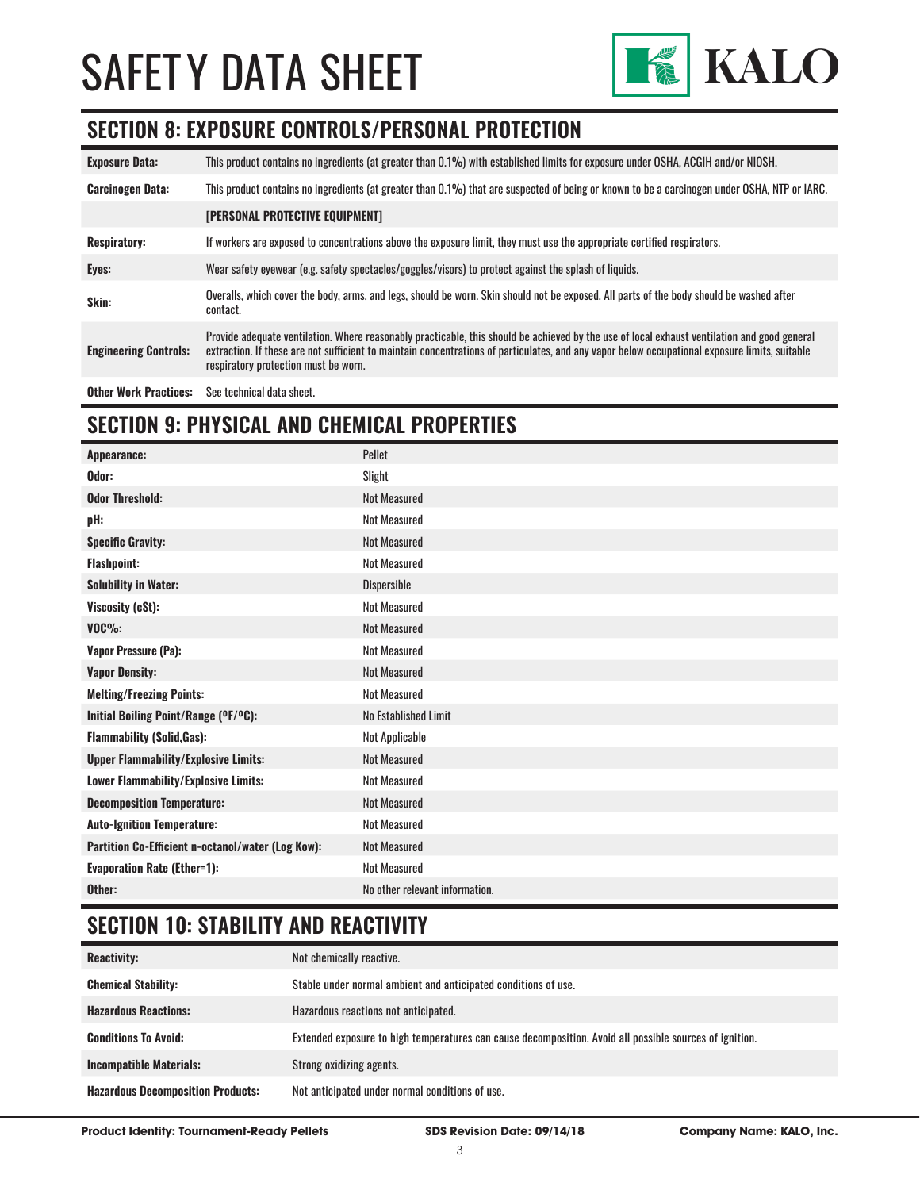# SAFETY DATA SHEET

## SECTION 8: EXPOSURE CONTROLS/PERSONAL PROTECTION

| | |
|---|---|
| **Exposure Data:** | This product contains no ingredients (at greater than 0.1%) with established limits for exposure under OSHA, ACGIH and/or NIOSH. |
| **Carcinogen Data:** | This product contains no ingredients (at greater than 0.1%) that are suspected of being or known to be a carcinogen under OSHA, NTP or IARC. |
| | **[PERSONAL PROTECTIVE EQUIPMENT]** |
| **Respiratory:** | If workers are exposed to concentrations above the exposure limit, they must use the appropriate certified respirators. |
| **Eyes:** | Wear safety eyewear (e.g. safety spectacles/goggles/visors) to protect against the splash of liquids. |
| **Skin:** | Overalls, which cover the body, arms, and legs, should be worn. Skin should not be exposed. All parts of the body should be washed after contact. |
| **Engineering Controls:** | Provide adequate ventilation. Where reasonably practicable, this should be achieved by the use of local exhaust ventilation and good general extraction. If these are not sufficient to maintain concentrations of particulates, and any vapor below occupational exposure limits, suitable respiratory protection must be worn. |
| **Other Work Practices:** | See technical data sheet. |

## SECTION 9: PHYSICAL AND CHEMICAL PROPERTIES

| | |
|---|---|
| **Appearance:** | Pellet |
| **Odor:** | Slight |
| **Odor Threshold:** | Not Measured |
| **pH:** | Not Measured |
| **Specific Gravity:** | Not Measured |
| **Flashpoint:** | Not Measured |
| **Solubility in Water:** | Dispersible |
| **Viscosity (cSt):** | Not Measured |
| **VOC%:** | Not Measured |
| **Vapor Pressure (Pa):** | Not Measured |
| **Vapor Density:** | Not Measured |
| **Melting/Freezing Points:** | Not Measured |
| **Initial Boiling Point/Range (ºF/ºC):** | No Established Limit |
| **Flammability (Solid,Gas):** | Not Applicable |
| **Upper Flammability/Explosive Limits:** | Not Measured |
| **Lower Flammability/Explosive Limits:** | Not Measured |
| **Decomposition Temperature:** | Not Measured |
| **Auto-Ignition Temperature:** | Not Measured |
| **Partition Co-Efficient n-octanol/water (Log Kow):** | Not Measured |
| **Evaporation Rate (Ether=1):** | Not Measured |
| **Other:** | No other relevant information. |

## SECTION 10: STABILITY AND REACTIVITY

| | |
|---|---|
| **Reactivity:** | Not chemically reactive. |
| **Chemical Stability:** | Stable under normal ambient and anticipated conditions of use. |
| **Hazardous Reactions:** | Hazardous reactions not anticipated. |
| **Conditions To Avoid:** | Extended exposure to high temperatures can cause decomposition. Avoid all possible sources of ignition. |
| **Incompatible Materials:** | Strong oxidizing agents. |
| **Hazardous Decomposition Products:** | Not anticipated under normal conditions of use. |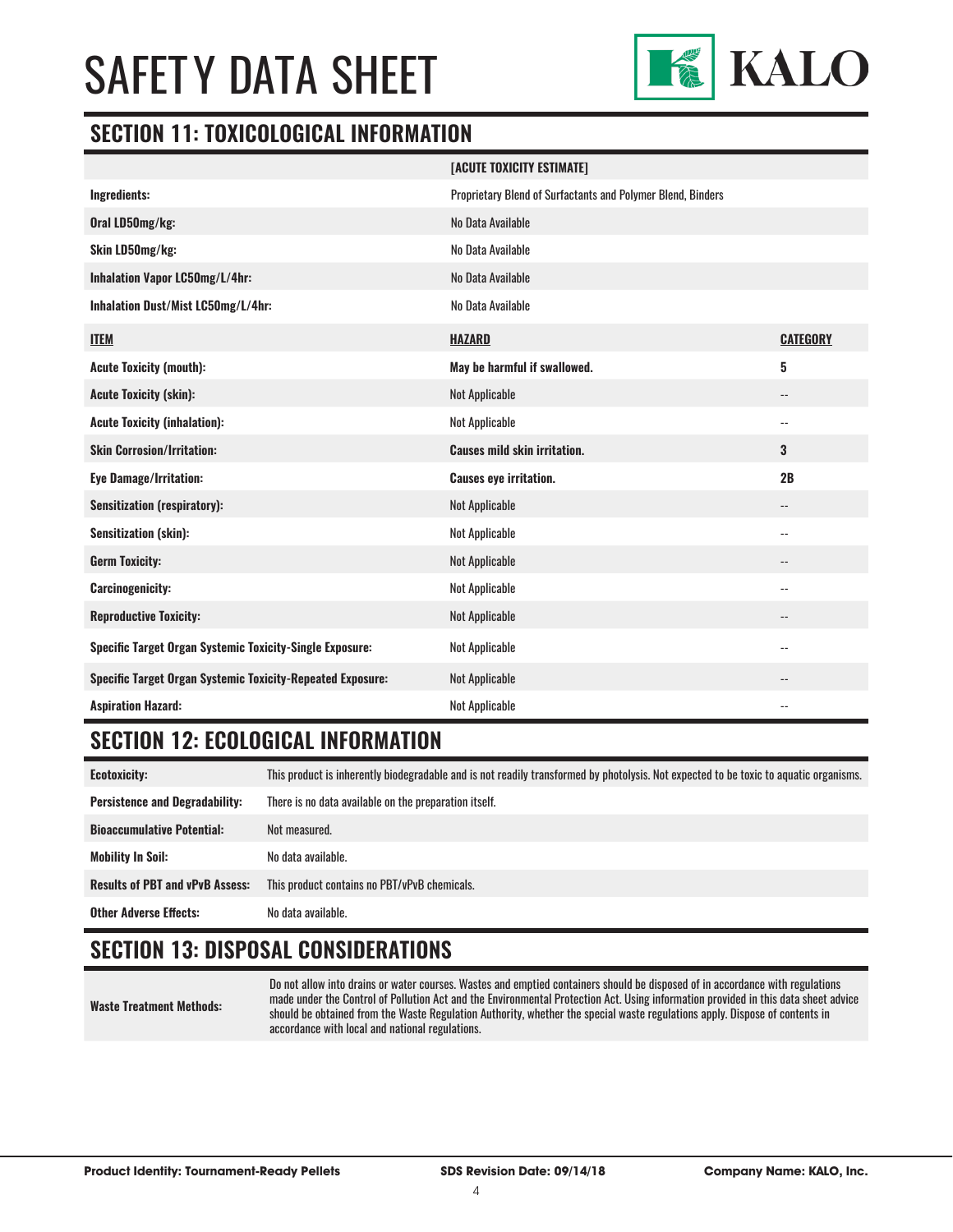## SECTION 11: TOXICOLOGICAL INFORMATION

| | [ACUTE TOXICITY ESTIMATE] | |
|---|---|---|
| **Ingredients:** | Proprietary Blend of Surfactants and Polymer Blend, Binders | |
| **Oral LD50mg/kg:** | No Data Available | |
| **Skin LD50mg/kg:** | No Data Available | |
| **Inhalation Vapor LC50mg/L/4hr:** | No Data Available | |
| **Inhalation Dust/Mist LC50mg/L/4hr:** | No Data Available | |
| **ITEM** | **HAZARD** | **CATEGORY** |
| **Acute Toxicity (mouth):** | **May be harmful if swallowed.** | **5** |
| **Acute Toxicity (skin):** | Not Applicable | -- |
| **Acute Toxicity (inhalation):** | Not Applicable | -- |
| **Skin Corrosion/Irritation:** | **Causes mild skin irritation.** | **3** |
| **Eye Damage/Irritation:** | **Causes eye irritation.** | **2B** |
| **Sensitization (respiratory):** | Not Applicable | -- |
| **Sensitization (skin):** | Not Applicable | -- |
| **Germ Toxicity:** | Not Applicable | -- |
| **Carcinogenicity:** | Not Applicable | -- |
| **Reproductive Toxicity:** | Not Applicable | -- |
| **Specific Target Organ Systemic Toxicity-Single Exposure:** | Not Applicable | -- |
| **Specific Target Organ Systemic Toxicity-Repeated Exposure:** | Not Applicable | -- |
| **Aspiration Hazard:** | Not Applicable | -- |

## SECTION 12: ECOLOGICAL INFORMATION

| | |
|---|---|
| **Ecotoxicity:** | This product is inherently biodegradable and is not readily transformed by photolysis. Not expected to be toxic to aquatic organisms. |
| **Persistence and Degradability:** | There is no data available on the preparation itself. |
| **Bioaccumulative Potential:** | Not measured. |
| **Mobility In Soil:** | No data available. |
| **Results of PBT and vPvB Assess:** | This product contains no PBT/vPvB chemicals. |
| **Other Adverse Effects:** | No data available. |

## SECTION 13: DISPOSAL CONSIDERATIONS

| | |
|---|---|
| **Waste Treatment Methods:** | Do not allow into drains or water courses. Wastes and emptied containers should be disposed of in accordance with regulations made under the Control of Pollution Act and the Environmental Protection Act. Using information provided in this data sheet advice should be obtained from the Waste Regulation Authority, whether the special waste regulations apply. Dispose of contents in accordance with local and national regulations. |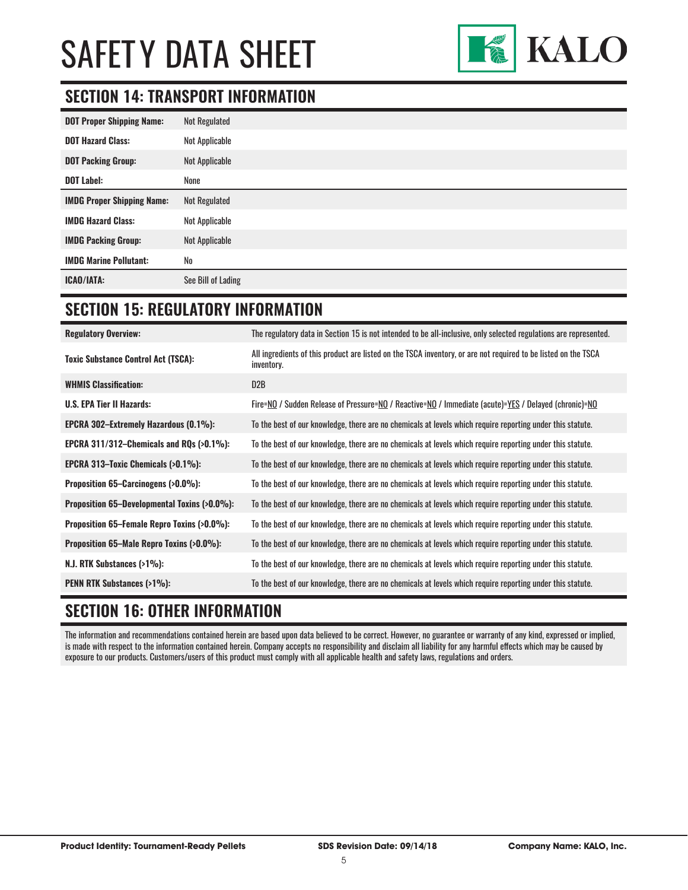# SAFETY DATA SHEET

## SECTION 14: TRANSPORT INFORMATION

| | |
|---|---|
| **DOT Proper Shipping Name:** | Not Regulated |
| **DOT Hazard Class:** | Not Applicable |
| **DOT Packing Group:** | Not Applicable |
| **DOT Label:** | None |
| **IMDG Proper Shipping Name:** | Not Regulated |
| **IMDG Hazard Class:** | Not Applicable |
| **IMDG Packing Group:** | Not Applicable |
| **IMDG Marine Pollutant:** | No |
| **ICAO/IATA:** | See Bill of Lading |

## SECTION 15: REGULATORY INFORMATION

| | |
|---|---|
| **Regulatory Overview:** | The regulatory data in Section 15 is not intended to be all-inclusive, only selected regulations are represented. |
| **Toxic Substance Control Act (TSCA):** | All ingredients of this product are listed on the TSCA inventory, or are not required to be listed on the TSCA inventory. |
| **WHMIS Classification:** | D2B |
| **U.S. EPA Tier II Hazards:** | Fire=NO / Sudden Release of Pressure=NO / Reactive=NO / Immediate (acute)=YES / Delayed (chronic)=NO |
| **EPCRA 302–Extremely Hazardous (0.1%):** | To the best of our knowledge, there are no chemicals at levels which require reporting under this statute. |
| **EPCRA 311/312–Chemicals and RQs (>0.1%):** | To the best of our knowledge, there are no chemicals at levels which require reporting under this statute. |
| **EPCRA 313–Toxic Chemicals (>0.1%):** | To the best of our knowledge, there are no chemicals at levels which require reporting under this statute. |
| **Proposition 65–Carcinogens (>0.0%):** | To the best of our knowledge, there are no chemicals at levels which require reporting under this statute. |
| **Proposition 65–Developmental Toxins (>0.0%):** | To the best of our knowledge, there are no chemicals at levels which require reporting under this statute. |
| **Proposition 65–Female Repro Toxins (>0.0%):** | To the best of our knowledge, there are no chemicals at levels which require reporting under this statute. |
| **Proposition 65–Male Repro Toxins (>0.0%):** | To the best of our knowledge, there are no chemicals at levels which require reporting under this statute. |
| **N.J. RTK Substances (>1%):** | To the best of our knowledge, there are no chemicals at levels which require reporting under this statute. |
| **PENN RTK Substances (>1%):** | To the best of our knowledge, there are no chemicals at levels which require reporting under this statute. |

## SECTION 16: OTHER INFORMATION

The information and recommendations contained herein are based upon data believed to be correct. However, no guarantee or warranty of any kind, expressed or implied, is made with respect to the information contained herein. Company accepts no responsibility and disclaim all liability for any harmful effects which may be caused by exposure to our products. Customers/users of this product must comply with all applicable health and safety laws, regulations and orders.

**Product Identity: Tournament-Ready Pellets** **SDS Revision Date: 09/14/18** **Company Name: KALO, Inc.**